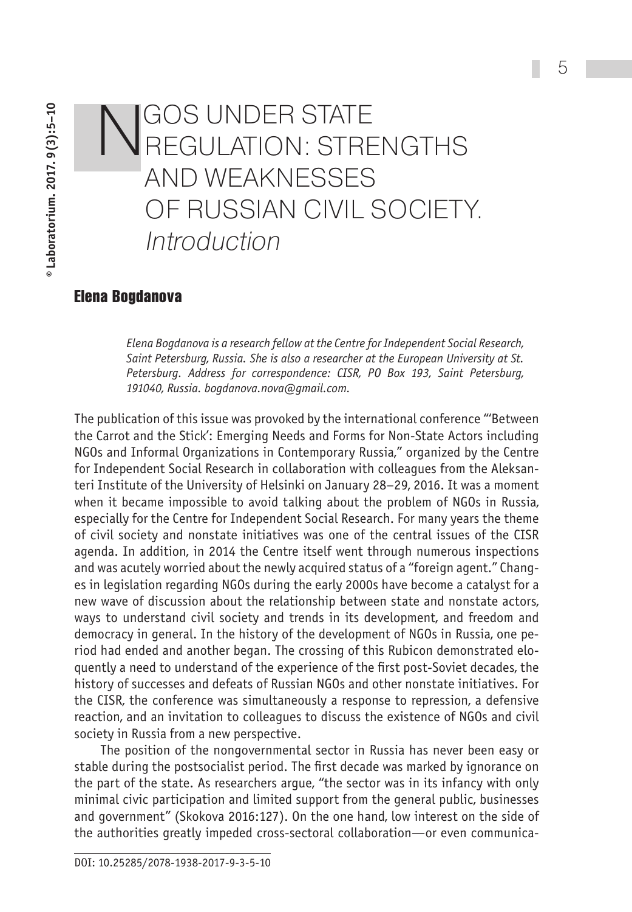# NGOS UNDER STATE REGULATION: STRENGTHS AND WEAKNESSES OF RUSSIAN CIVIL SOCIETY. *Introduction*

## Elena Bogdanova

*Elena Bogdanova is a research fellow at the Centre for Independent Social Research, Saint Petersburg, Russia. She is also a researcher at the European University at St. Petersburg. Address for correspondence: CISR, PO Box 193, Saint Petersburg, 191040, Russia. bogdanova.nova@gmail.com.*

The publication of this issue was provoked by the international conference "'Between the Carrot and the Stick': Emerging Needs and Forms for Non-State Actors including NGOs and Informal Organizations in Contemporary Russia," organized by the Centre for Independent Social Research in collaboration with colleagues from the Aleksanteri Institute of the University of Helsinki on January 28–29, 2016. It was a moment when it became impossible to avoid talking about the problem of NGOs in Russia, especially for the Centre for Independent Social Research. For many years the theme of civil society and nonstate initiatives was one of the central issues of the CISR agenda. In addition, in 2014 the Centre itself went through numerous inspections and was acutely worried about the newly acquired status of a "foreign agent." Changes in legislation regarding NGOs during the early 2000s have become a catalyst for a new wave of discussion about the relationship between state and nonstate actors, ways to understand civil society and trends in its development, and freedom and democracy in general. In the history of the development of NGOs in Russia, one period had ended and another began. The crossing of this Rubicon demonstrated eloquently a need to understand of the experience of the first post-Soviet decades, the history of successes and defeats of Russian NGOs and other nonstate initiatives. For the CISR, the conference was simultaneously a response to repression, a defensive reaction, and an invitation to colleagues to discuss the existence of NGOs and civil society in Russia from a new perspective.

The position of the nongovernmental sector in Russia has never been easy or stable during the postsocialist period. The first decade was marked by ignorance on the part of the state. As researchers argue, "the sector was in its infancy with only minimal civic participation and limited support from the general public, businesses and government" (Skokova 2016:127). On the one hand, low interest on the side of the authorities greatly impeded cross-sectoral collaboration—or even communica-

DOI: 10.25285/2078-1938-2017-9-3-5-10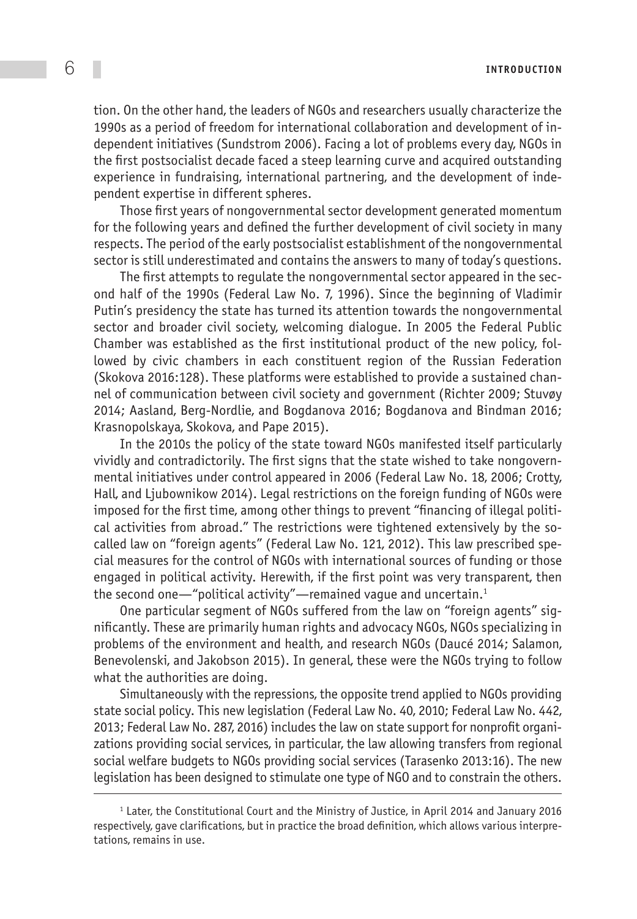tion. On the other hand, the leaders of NGOs and researchers usually characterize the 1990s as a period of freedom for international collaboration and development of independent initiatives (Sundstrom 2006). Facing a lot of problems every day, NGOs in the first postsocialist decade faced a steep learning curve and acquired outstanding experience in fundraising, international partnering, and the development of independent expertise in different spheres.

Those first years of nongovernmental sector development generated momentum for the following years and defined the further development of civil society in many respects. The period of the early postsocialist establishment of the nongovernmental sector is still underestimated and contains the answers to many of today's questions.

The first attempts to regulate the nongovernmental sector appeared in the second half of the 1990s (Federal Law No. 7, 1996). Since the beginning of Vladimir Putin's presidency the state has turned its attention towards the nongovernmental sector and broader civil society, welcoming dialogue. In 2005 the Federal Public Chamber was established as the first institutional product of the new policy, followed by civic chambers in each constituent region of the Russian Federation (Skokova 2016:128). These platforms were established to provide a sustained channel of communication between civil society and government (Richter 2009; Stuvøy 2014; Aasland, Berg-Nordlie, and Bogdanova 2016; Bogdanova and Bindman 2016; Krasnopolskaya, Skokova, and Pape 2015).

In the 2010s the policy of the state toward NGOs manifested itself particularly vividly and contradictorily. The first signs that the state wished to take nongovernmental initiatives under control appeared in 2006 (Federal Law No. 18, 2006; Crotty, Hall, and Ljubownikow 2014). Legal restrictions on the foreign funding of NGOs were imposed for the first time, among other things to prevent "financing of illegal political activities from abroad." The restrictions were tightened extensively by the so-called law on "foreign agents" (Federal Law No. 121, 2012). This law prescribed special measures for the control of NGOs with international sources of funding or those engaged in political activity. Herewith, if the first point was very transparent, then the second one—"political activity"—remained vague and uncertain.[1]

One particular segment of NGOs suffered from the law on "foreign agents" significantly. These are primarily human rights and advocacy NGOs, NGOs specializing in problems of the environment and health, and research NGOs (Daucé 2014; Salamon, Benevolenski, and Jakobson 2015). In general, these were the NGOs trying to follow what the authorities are doing.

Simultaneously with the repressions, the opposite trend applied to NGOs providing state social policy. This new legislation (Federal Law No. 40, 2010; Federal Law No. 442, 2013; Federal Law No. 287, 2016) includes the law on state support for nonprofit organizations providing social services, in particular, the law allowing transfers from regional social welfare budgets to NGOs providing social services (Tarasenko 2013:16). The new legislation has been designed to stimulate one type of NGO and to constrain the others.

[1] Later, the Constitutional Court and the Ministry of Justice, in April 2014 and January 2016 respectively, gave clarifications, but in practice the broad definition, which allows various interpretations, remains in use.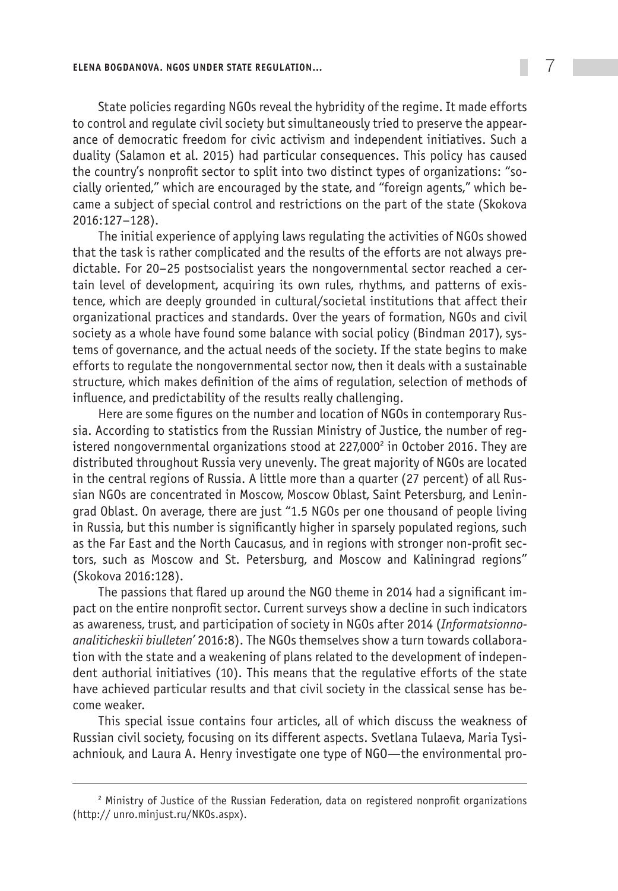State policies regarding NGOs reveal the hybridity of the regime. It made efforts to control and regulate civil society but simultaneously tried to preserve the appearance of democratic freedom for civic activism and independent initiatives. Such a duality (Salamon et al. 2015) had particular consequences. This policy has caused the country's nonprofit sector to split into two distinct types of organizations: "socially oriented," which are encouraged by the state, and "foreign agents," which became a subject of special control and restrictions on the part of the state (Skokova 2016:127–128).

The initial experience of applying laws regulating the activities of NGOs showed that the task is rather complicated and the results of the efforts are not always predictable. For 20–25 postsocialist years the nongovernmental sector reached a certain level of development, acquiring its own rules, rhythms, and patterns of existence, which are deeply grounded in cultural/societal institutions that affect their organizational practices and standards. Over the years of formation, NGOs and civil society as a whole have found some balance with social policy (Bindman 2017), systems of governance, and the actual needs of the society. If the state begins to make efforts to regulate the nongovernmental sector now, then it deals with a sustainable structure, which makes definition of the aims of regulation, selection of methods of influence, and predictability of the results really challenging.

Here are some figures on the number and location of NGOs in contemporary Russia. According to statistics from the Russian Ministry of Justice, the number of registered nongovernmental organizations stood at 227,000[2] in October 2016. They are distributed throughout Russia very unevenly. The great majority of NGOs are located in the central regions of Russia. A little more than a quarter (27 percent) of all Russian NGOs are concentrated in Moscow, Moscow Oblast, Saint Petersburg, and Leningrad Oblast. On average, there are just "1.5 NGOs per one thousand of people living in Russia, but this number is significantly higher in sparsely populated regions, such as the Far East and the North Caucasus, and in regions with stronger non-profit sectors, such as Moscow and St. Petersburg, and Moscow and Kaliningrad regions" (Skokova 2016:128).

The passions that flared up around the NGO theme in 2014 had a significant impact on the entire nonprofit sector. Current surveys show a decline in such indicators as awareness, trust, and participation of society in NGOs after 2014 (*Informatsionno-analiticheskii biulleten'* 2016:8). The NGOs themselves show a turn towards collaboration with the state and a weakening of plans related to the development of independent authorial initiatives (10). This means that the regulative efforts of the state have achieved particular results and that civil society in the classical sense has become weaker.

This special issue contains four articles, all of which discuss the weakness of Russian civil society, focusing on its different aspects. Svetlana Tulaeva, Maria Tysiachniouk, and Laura A. Henry investigate one type of NGO—the environmental pro-

[2] Ministry of Justice of the Russian Federation, data on registered nonprofit organizations (http:// unro.minjust.ru/NKOs.aspx).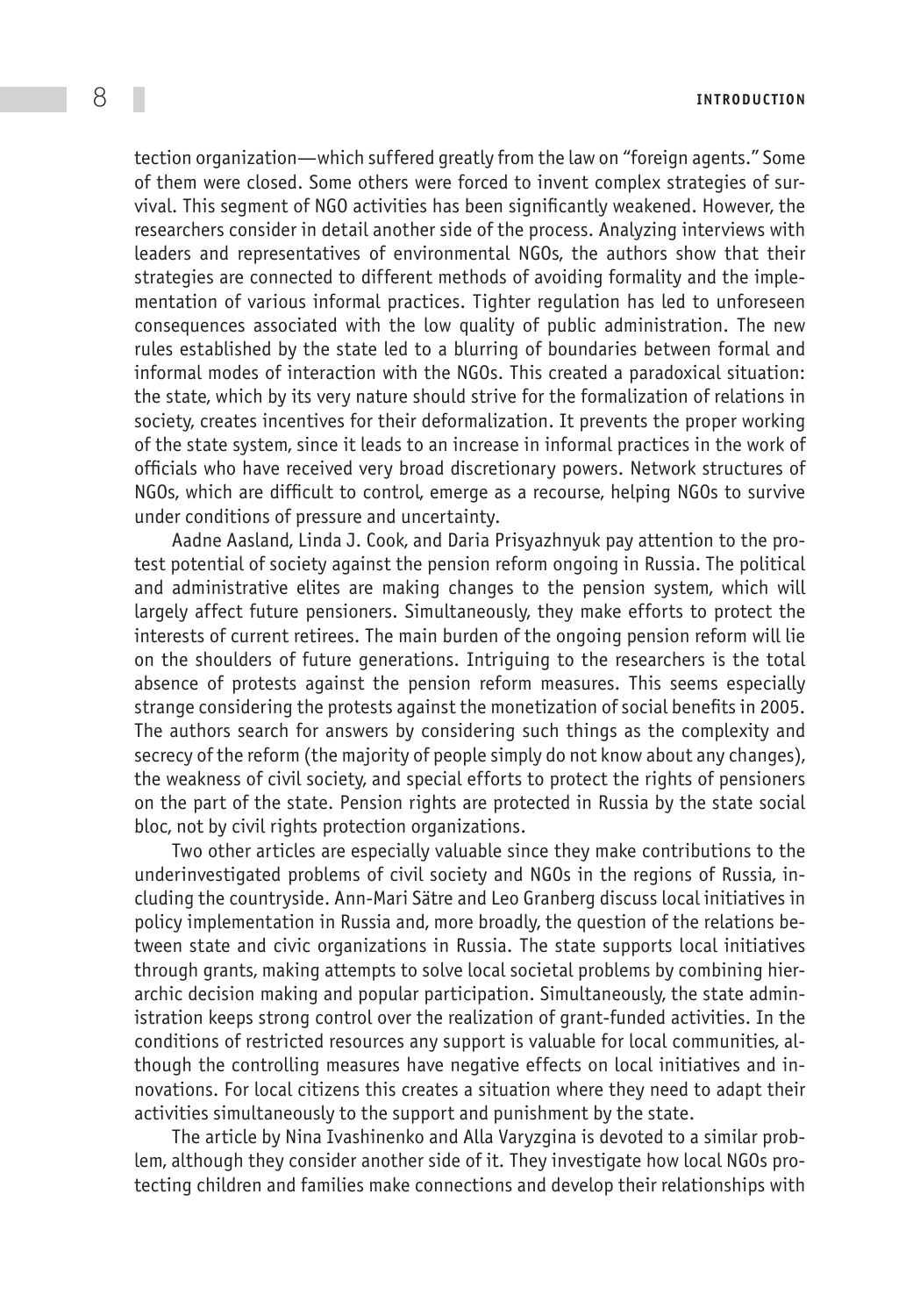tection organization—which suffered greatly from the law on "foreign agents." Some of them were closed. Some others were forced to invent complex strategies of survival. This segment of NGO activities has been significantly weakened. However, the researchers consider in detail another side of the process. Analyzing interviews with leaders and representatives of environmental NGOs, the authors show that their strategies are connected to different methods of avoiding formality and the implementation of various informal practices. Tighter regulation has led to unforeseen consequences associated with the low quality of public administration. The new rules established by the state led to a blurring of boundaries between formal and informal modes of interaction with the NGOs. This created a paradoxical situation: the state, which by its very nature should strive for the formalization of relations in society, creates incentives for their deformalization. It prevents the proper working of the state system, since it leads to an increase in informal practices in the work of officials who have received very broad discretionary powers. Network structures of NGOs, which are difficult to control, emerge as a recourse, helping NGOs to survive under conditions of pressure and uncertainty.

Aadne Aasland, Linda J. Cook, and Daria Prisyazhnyuk pay attention to the protest potential of society against the pension reform ongoing in Russia. The political and administrative elites are making changes to the pension system, which will largely affect future pensioners. Simultaneously, they make efforts to protect the interests of current retirees. The main burden of the ongoing pension reform will lie on the shoulders of future generations. Intriguing to the researchers is the total absence of protests against the pension reform measures. This seems especially strange considering the protests against the monetization of social benefits in 2005. The authors search for answers by considering such things as the complexity and secrecy of the reform (the majority of people simply do not know about any changes), the weakness of civil society, and special efforts to protect the rights of pensioners on the part of the state. Pension rights are protected in Russia by the state social bloc, not by civil rights protection organizations.

Two other articles are especially valuable since they make contributions to the underinvestigated problems of civil society and NGOs in the regions of Russia, including the countryside. Ann-Mari Sätre and Leo Granberg discuss local initiatives in policy implementation in Russia and, more broadly, the question of the relations between state and civic organizations in Russia. The state supports local initiatives through grants, making attempts to solve local societal problems by combining hierarchic decision making and popular participation. Simultaneously, the state administration keeps strong control over the realization of grant-funded activities. In the conditions of restricted resources any support is valuable for local communities, although the controlling measures have negative effects on local initiatives and innovations. For local citizens this creates a situation where they need to adapt their activities simultaneously to the support and punishment by the state.

The article by Nina Ivashinenko and Alla Varyzgina is devoted to a similar problem, although they consider another side of it. They investigate how local NGOs protecting children and families make connections and develop their relationships with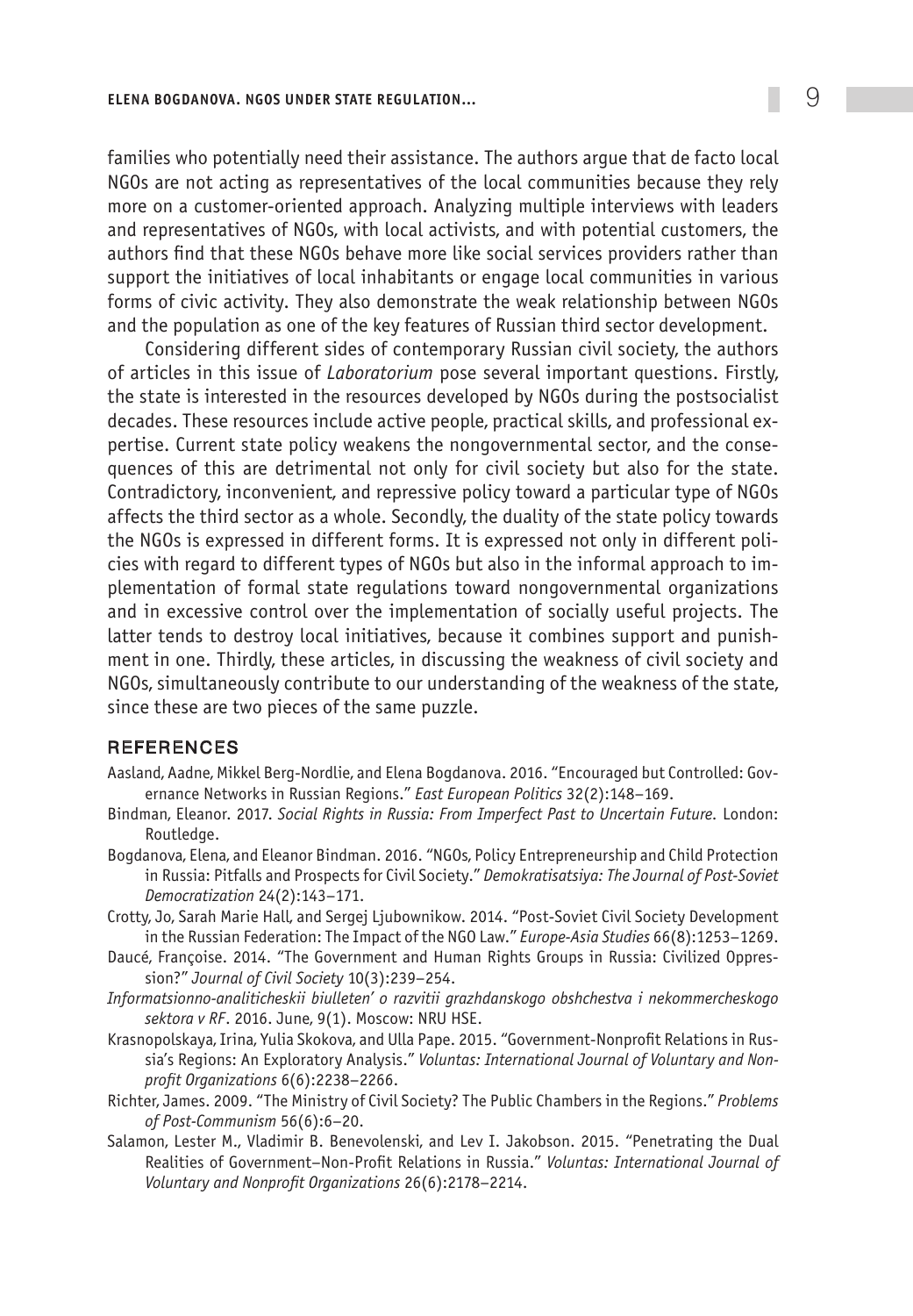families who potentially need their assistance. The authors argue that de facto local NGOs are not acting as representatives of the local communities because they rely more on a customer-oriented approach. Analyzing multiple interviews with leaders and representatives of NGOs, with local activists, and with potential customers, the authors find that these NGOs behave more like social services providers rather than support the initiatives of local inhabitants or engage local communities in various forms of civic activity. They also demonstrate the weak relationship between NGOs and the population as one of the key features of Russian third sector development.

Considering different sides of contemporary Russian civil society, the authors of articles in this issue of *Laboratorium* pose several important questions. Firstly, the state is interested in the resources developed by NGOs during the postsocialist decades. These resources include active people, practical skills, and professional expertise. Current state policy weakens the nongovernmental sector, and the consequences of this are detrimental not only for civil society but also for the state. Contradictory, inconvenient, and repressive policy toward a particular type of NGOs affects the third sector as a whole. Secondly, the duality of the state policy towards the NGOs is expressed in different forms. It is expressed not only in different policies with regard to different types of NGOs but also in the informal approach to implementation of formal state regulations toward nongovernmental organizations and in excessive control over the implementation of socially useful projects. The latter tends to destroy local initiatives, because it combines support and punishment in one. Thirdly, these articles, in discussing the weakness of civil society and NGOs, simultaneously contribute to our understanding of the weakness of the state, since these are two pieces of the same puzzle.

## REFERENCES

Aasland, Aadne, Mikkel Berg-Nordlie, and Elena Bogdanova. 2016. "Encouraged but Controlled: Governance Networks in Russian Regions." *East European Politics* 32(2):148–169.

Bindman, Eleanor. 2017. *Social Rights in Russia: From Imperfect Past to Uncertain Future*. London: Routledge.

Bogdanova, Elena, and Eleanor Bindman. 2016. "NGOs, Policy Entrepreneurship and Child Protection in Russia: Pitfalls and Prospects for Civil Society." *Demokratisatsiya: The Journal of Post-Soviet Democratization* 24(2):143–171.

Crotty, Jo, Sarah Marie Hall, and Sergej Ljubownikow. 2014. "Post-Soviet Civil Society Development in the Russian Federation: The Impact of the NGO Law." *Europe-Asia Studies* 66(8):1253–1269.

Daucé, Françoise. 2014. "The Government and Human Rights Groups in Russia: Civilized Oppression?" *Journal of Civil Society* 10(3):239–254.

*Informatsionno-analiticheskii biulleten' o razvitii grazhdanskogo obshchestva i nekommercheskogo sektora v RF*. 2016. June, 9(1). Moscow: NRU HSE.

Krasnopolskaya, Irina, Yulia Skokova, and Ulla Pape. 2015. "Government-Nonprofit Relations in Russia's Regions: An Exploratory Analysis." *Voluntas: International Journal of Voluntary and Nonprofit Organizations* 6(6):2238–2266.

Richter, James. 2009. "The Ministry of Civil Society? The Public Chambers in the Regions." *Problems of Post-Communism* 56(6):6–20.

Salamon, Lester M., Vladimir B. Benevolenski, and Lev I. Jakobson. 2015. "Penetrating the Dual Realities of Government–Non-Profit Relations in Russia." *Voluntas: International Journal of Voluntary and Nonprofit Organizations* 26(6):2178–2214.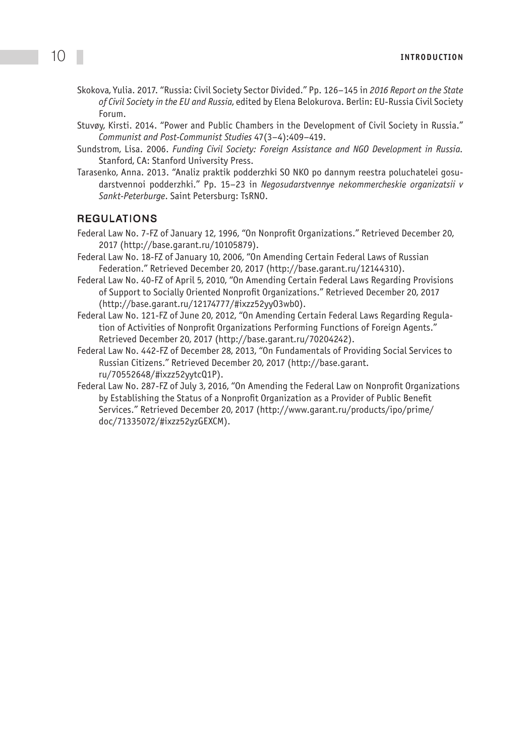Skokova, Yulia. 2017. "Russia: Civil Society Sector Divided." Pp. 126–145 in *2016 Report on the State of Civil Society in the EU and Russia*, edited by Elena Belokurova. Berlin: EU-Russia Civil Society Forum.

Stuvøy, Kirsti. 2014. "Power and Public Chambers in the Development of Civil Society in Russia." *Communist and Post-Communist Studies* 47(3–4):409–419.

Sundstrom, Lisa. 2006. *Funding Civil Society: Foreign Assistance and NGO Development in Russia*. Stanford, CA: Stanford University Press.

Tarasenko, Anna. 2013. "Analiz praktik podderzhki SO NKO po dannym reestra poluchatelei gosudarstvennoi podderzhki." Pp. 15–23 in *Negosudarstvennye nekommercheskie organizatsii v Sankt-Peterburge*. Saint Petersburg: TsRNO.

## REGULATIONS

Federal Law No. 7-FZ of January 12, 1996, "On Nonprofit Organizations." Retrieved December 20, 2017 (http://base.garant.ru/10105879).

Federal Law No. 18-FZ of January 10, 2006, "On Amending Certain Federal Laws of Russian Federation." Retrieved December 20, 2017 (http://base.garant.ru/12144310).

Federal Law No. 40-FZ of April 5, 2010, "On Amending Certain Federal Laws Regarding Provisions of Support to Socially Oriented Nonprofit Organizations." Retrieved December 20, 2017 (http://base.garant.ru/12174777/#ixzz52yy03wb0).

Federal Law No. 121-FZ of June 20, 2012, "On Amending Certain Federal Laws Regarding Regulation of Activities of Nonprofit Organizations Performing Functions of Foreign Agents." Retrieved December 20, 2017 (http://base.garant.ru/70204242).

Federal Law No. 442-FZ of December 28, 2013, "On Fundamentals of Providing Social Services to Russian Citizens." Retrieved December 20, 2017 (http://base.garant.ru/70552648/#ixzz52yytcQ1P).

Federal Law No. 287-FZ of July 3, 2016, "On Amending the Federal Law on Nonprofit Organizations by Establishing the Status of a Nonprofit Organization as a Provider of Public Benefit Services." Retrieved December 20, 2017 (http://www.garant.ru/products/ipo/prime/doc/71335072/#ixzz52yzGEXCM).